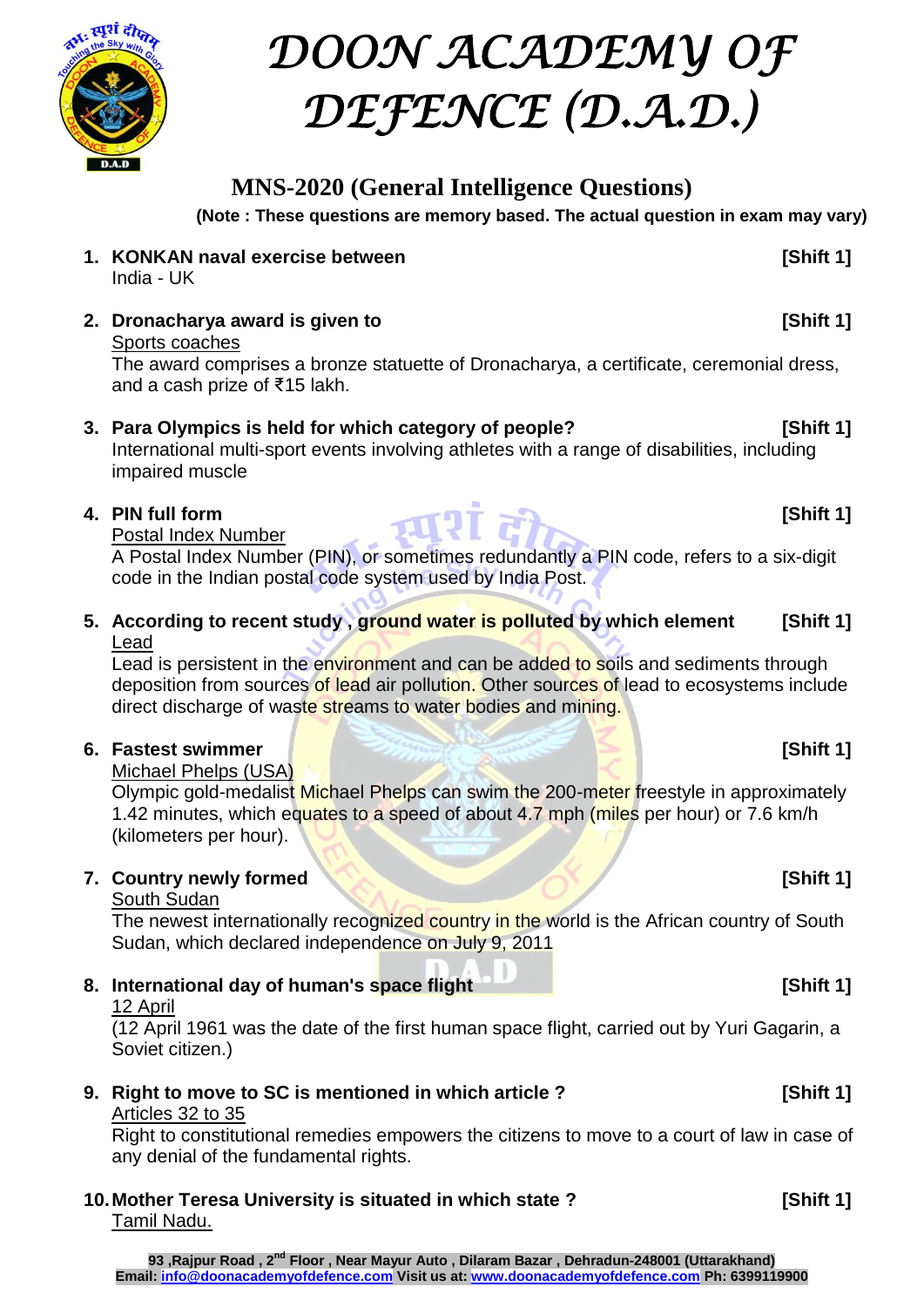# DOON ACADEMY OF DEFENCE (D.A.D.)

## MNS-2020 (General Intelligence Questions)

**(Note : These questions are memory based. The actual question in exam may vary)**

1. **KONKAN naval exercise between** **[Shift 1]**
   India - UK

2. **Dronacharya award is given to** **[Shift 1]**
   Sports coaches
   The award comprises a bronze statuette of Dronacharya, a certificate, ceremonial dress, and a cash prize of ₹15 lakh.

3. **Para Olympics is held for which category of people?** **[Shift 1]**
   International multi-sport events involving athletes with a range of disabilities, including impaired muscle

4. **PIN full form** **[Shift 1]**
   Postal Index Number
   A Postal Index Number (PIN), or sometimes redundantly a PIN code, refers to a six-digit code in the Indian postal code system used by India Post.

5. **According to recent study , ground water is polluted by which element** **[Shift 1]**
   Lead
   Lead is persistent in the environment and can be added to soils and sediments through deposition from sources of lead air pollution. Other sources of lead to ecosystems include direct discharge of waste streams to water bodies and mining.

6. **Fastest swimmer** **[Shift 1]**
   Michael Phelps (USA)
   Olympic gold-medalist Michael Phelps can swim the 200-meter freestyle in approximately 1.42 minutes, which equates to a speed of about 4.7 mph (miles per hour) or 7.6 km/h (kilometers per hour).

7. **Country newly formed** **[Shift 1]**
   South Sudan
   The newest internationally recognized country in the world is the African country of South Sudan, which declared independence on July 9, 2011

8. **International day of human's space flight** **[Shift 1]**
   12 April
   (12 April 1961 was the date of the first human space flight, carried out by Yuri Gagarin, a Soviet citizen.)

9. **Right to move to SC is mentioned in which article ?** **[Shift 1]**
   Articles 32 to 35
   Right to constitutional remedies empowers the citizens to move to a court of law in case of any denial of the fundamental rights.

10. **Mother Teresa University is situated in which state ?** **[Shift 1]**
    Tamil Nadu.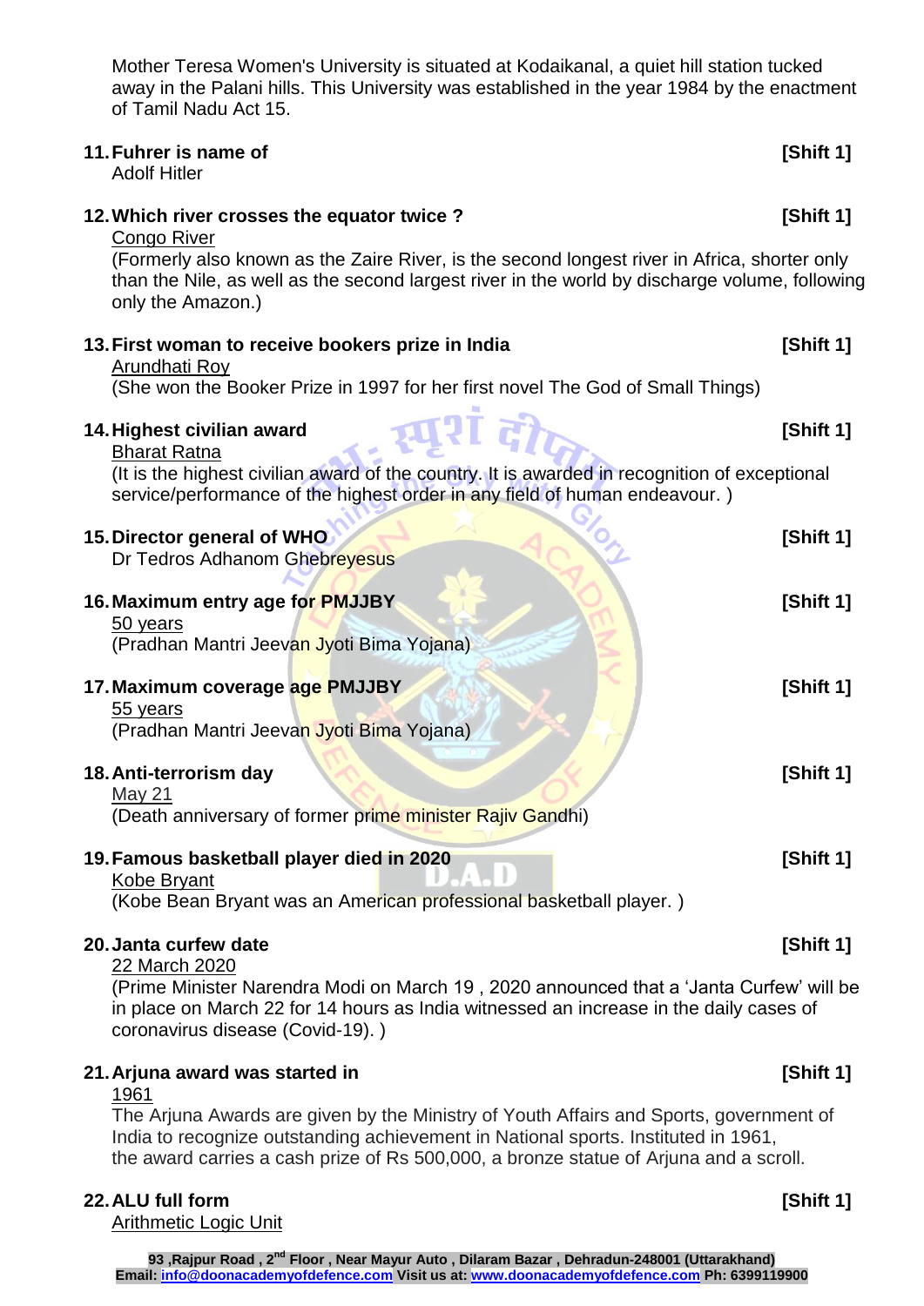Mother Teresa Women's University is situated at Kodaikanal, a quiet hill station tucked away in the Palani hills. This University was established in the year 1984 by the enactment of Tamil Nadu Act 15.

**11. Fuhrer is name of** **[Shift 1]**

Adolf Hitler

**12. Which river crosses the equator twice ?** **[Shift 1]**

Congo River

(Formerly also known as the Zaire River, is the second longest river in Africa, shorter only than the Nile, as well as the second largest river in the world by discharge volume, following only the Amazon.)

**13. First woman to receive bookers prize in India** **[Shift 1]**

Arundhati Roy

(She won the Booker Prize in 1997 for her first novel The God of Small Things)

**14. Highest civilian award** **[Shift 1]**

Bharat Ratna

(It is the highest civilian award of the country. It is awarded in recognition of exceptional service/performance of the highest order in any field of human endeavour. )

**15. Director general of WHO** **[Shift 1]**

Dr Tedros Adhanom Ghebreyesus

**16. Maximum entry age for PMJJBY** **[Shift 1]**

50 years

(Pradhan Mantri Jeevan Jyoti Bima Yojana)

**17. Maximum coverage age PMJJBY** **[Shift 1]**

55 years

(Pradhan Mantri Jeevan Jyoti Bima Yojana)

**18. Anti-terrorism day** **[Shift 1]**

May 21

(Death anniversary of former prime minister Rajiv Gandhi)

**19. Famous basketball player died in 2020** **[Shift 1]**

Kobe Bryant

(Kobe Bean Bryant was an American professional basketball player. )

**20. Janta curfew date** **[Shift 1]**

22 March 2020

(Prime Minister Narendra Modi on March 19 , 2020 announced that a 'Janta Curfew' will be in place on March 22 for 14 hours as India witnessed an increase in the daily cases of coronavirus disease (Covid-19). )

**21. Arjuna award was started in** **[Shift 1]**

1961

The Arjuna Awards are given by the Ministry of Youth Affairs and Sports, government of India to recognize outstanding achievement in National sports. Instituted in 1961, the award carries a cash prize of Rs 500,000, a bronze statue of Arjuna and a scroll.

**22. ALU full form** **[Shift 1]**

Arithmetic Logic Unit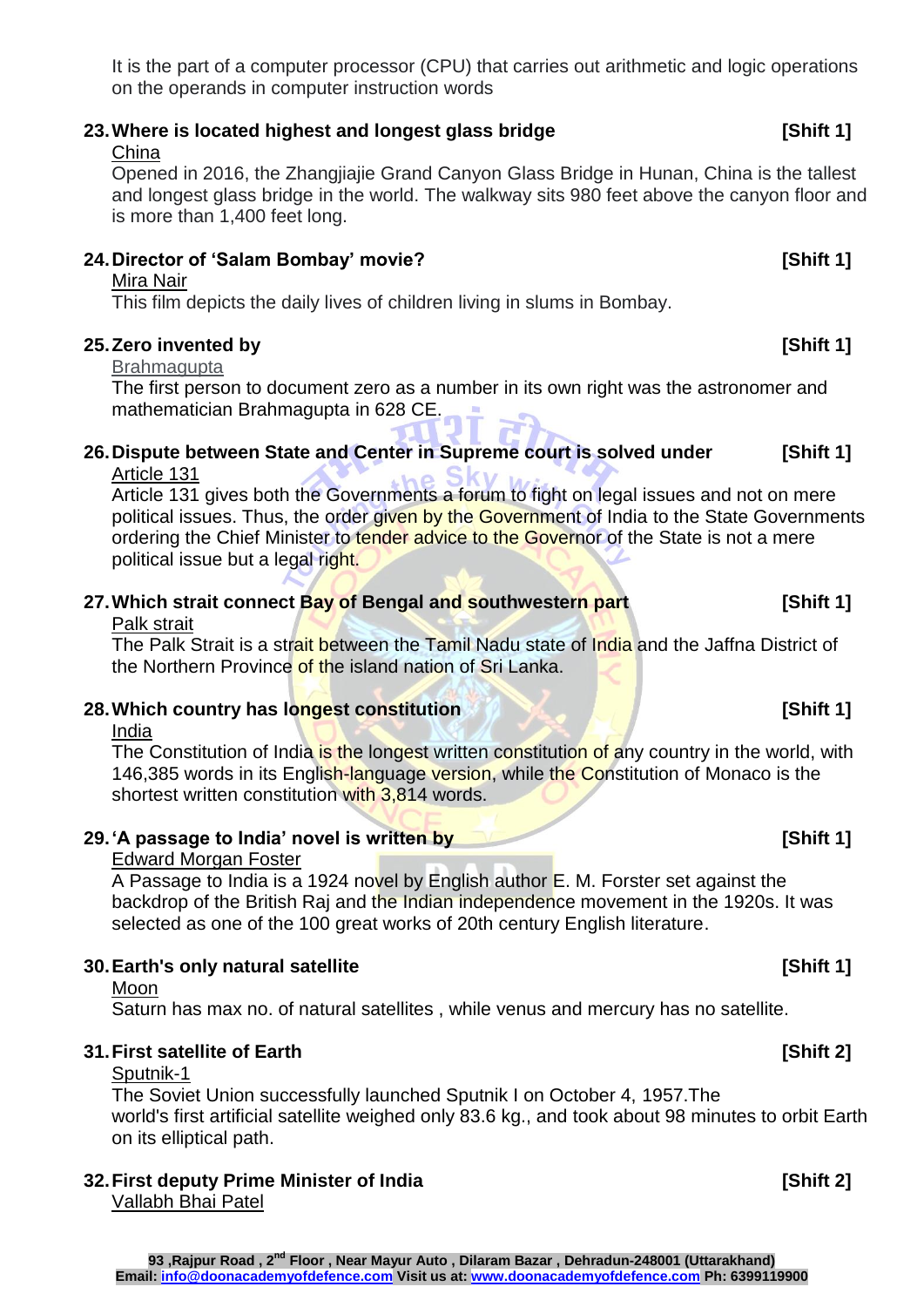It is the part of a computer processor (CPU) that carries out arithmetic and logic operations on the operands in computer instruction words

**23. Where is located highest and longest glass bridge** **[Shift 1]**

China

Opened in 2016, the Zhangjiajie Grand Canyon Glass Bridge in Hunan, China is the tallest and longest glass bridge in the world. The walkway sits 980 feet above the canyon floor and is more than 1,400 feet long.

**24. Director of 'Salam Bombay' movie?** **[Shift 1]**

Mira Nair

This film depicts the daily lives of children living in slums in Bombay.

**25. Zero invented by** **[Shift 1]**

Brahmagupta

The first person to document zero as a number in its own right was the astronomer and mathematician Brahmagupta in 628 CE.

**26. Dispute between State and Center in Supreme court is solved under** **[Shift 1]**

Article 131

Article 131 gives both the Governments a forum to fight on legal issues and not on mere political issues. Thus, the order given by the Government of India to the State Governments ordering the Chief Minister to tender advice to the Governor of the State is not a mere political issue but a legal right.

**27. Which strait connect Bay of Bengal and southwestern part** **[Shift 1]**

Palk strait

The Palk Strait is a strait between the Tamil Nadu state of India and the Jaffna District of the Northern Province of the island nation of Sri Lanka.

**28. Which country has longest constitution** **[Shift 1]**

India

The Constitution of India is the longest written constitution of any country in the world, with 146,385 words in its English-language version, while the Constitution of Monaco is the shortest written constitution with 3,814 words.

**29. 'A passage to India' novel is written by** **[Shift 1]**

Edward Morgan Foster

A Passage to India is a 1924 novel by English author E. M. Forster set against the backdrop of the British Raj and the Indian independence movement in the 1920s. It was selected as one of the 100 great works of 20th century English literature.

**30. Earth's only natural satellite** **[Shift 1]**

Moon

Saturn has max no. of natural satellites , while venus and mercury has no satellite.

**31. First satellite of Earth** **[Shift 2]**

Sputnik-1

The Soviet Union successfully launched Sputnik I on October 4, 1957.The world's first artificial satellite weighed only 83.6 kg., and took about 98 minutes to orbit Earth on its elliptical path.

**32. First deputy Prime Minister of India** **[Shift 2]**

Vallabh Bhai Patel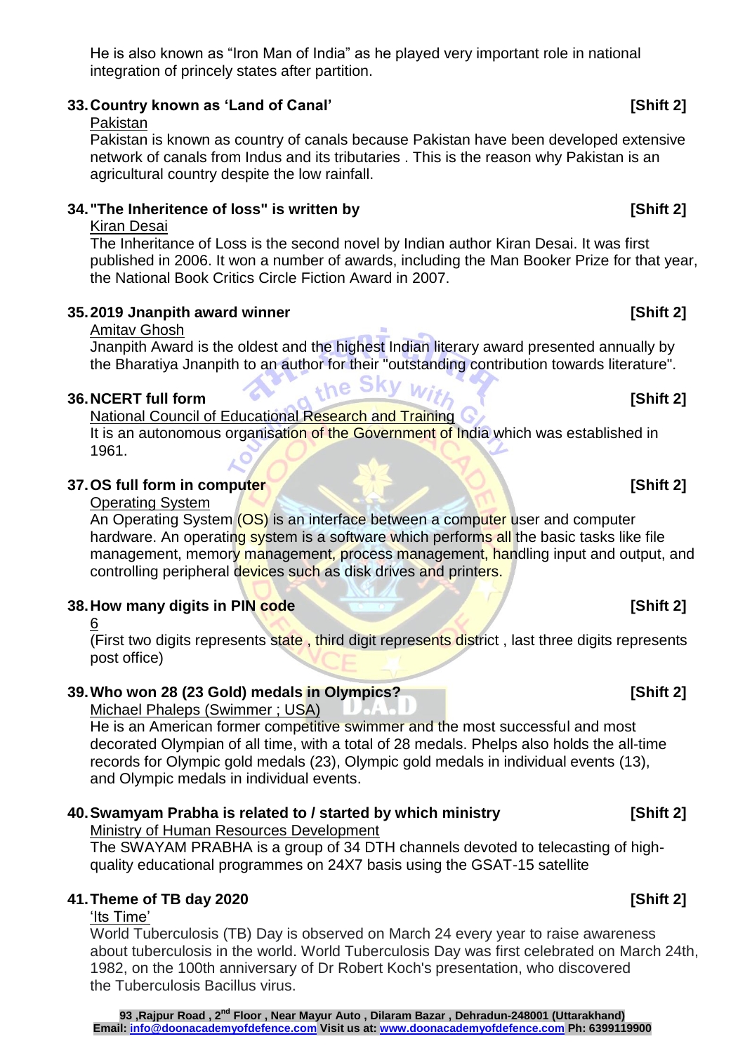He is also known as "Iron Man of India" as he played very important role in national integration of princely states after partition.

**33. Country known as 'Land of Canal'** **[Shift 2]**

Pakistan

Pakistan is known as country of canals because Pakistan have been developed extensive network of canals from Indus and its tributaries . This is the reason why Pakistan is an agricultural country despite the low rainfall.

**34. "The Inheritence of loss" is written by** **[Shift 2]**

Kiran Desai

The Inheritance of Loss is the second novel by Indian author Kiran Desai. It was first published in 2006. It won a number of awards, including the Man Booker Prize for that year, the National Book Critics Circle Fiction Award in 2007.

**35. 2019 Jnanpith award winner** **[Shift 2]**

Amitav Ghosh

Jnanpith Award is the oldest and the highest Indian literary award presented annually by the Bharatiya Jnanpith to an author for their "outstanding contribution towards literature".

**36. NCERT full form** **[Shift 2]**

National Council of Educational Research and Training

It is an autonomous organisation of the Government of India which was established in 1961.

**37. OS full form in computer** **[Shift 2]**

Operating System

An Operating System (OS) is an interface between a computer user and computer hardware. An operating system is a software which performs all the basic tasks like file management, memory management, process management, handling input and output, and controlling peripheral devices such as disk drives and printers.

**38. How many digits in PIN code** **[Shift 2]**

6

(First two digits represents state , third digit represents district , last three digits represents post office)

**39. Who won 28 (23 Gold) medals in Olympics?** **[Shift 2]**

Michael Phaleps (Swimmer ; USA)

He is an American former competitive swimmer and the most successful and most decorated Olympian of all time, with a total of 28 medals. Phelps also holds the all-time records for Olympic gold medals (23), Olympic gold medals in individual events (13), and Olympic medals in individual events.

**40. Swamyam Prabha is related to / started by which ministry** **[Shift 2]**

Ministry of Human Resources Development

The SWAYAM PRABHA is a group of 34 DTH channels devoted to telecasting of high-quality educational programmes on 24X7 basis using the GSAT-15 satellite

**41. Theme of TB day 2020** **[Shift 2]**

'Its Time'

World Tuberculosis (TB) Day is observed on March 24 every year to raise awareness about tuberculosis in the world. World Tuberculosis Day was first celebrated on March 24th, 1982, on the 100th anniversary of Dr Robert Koch's presentation, who discovered the Tuberculosis Bacillus virus.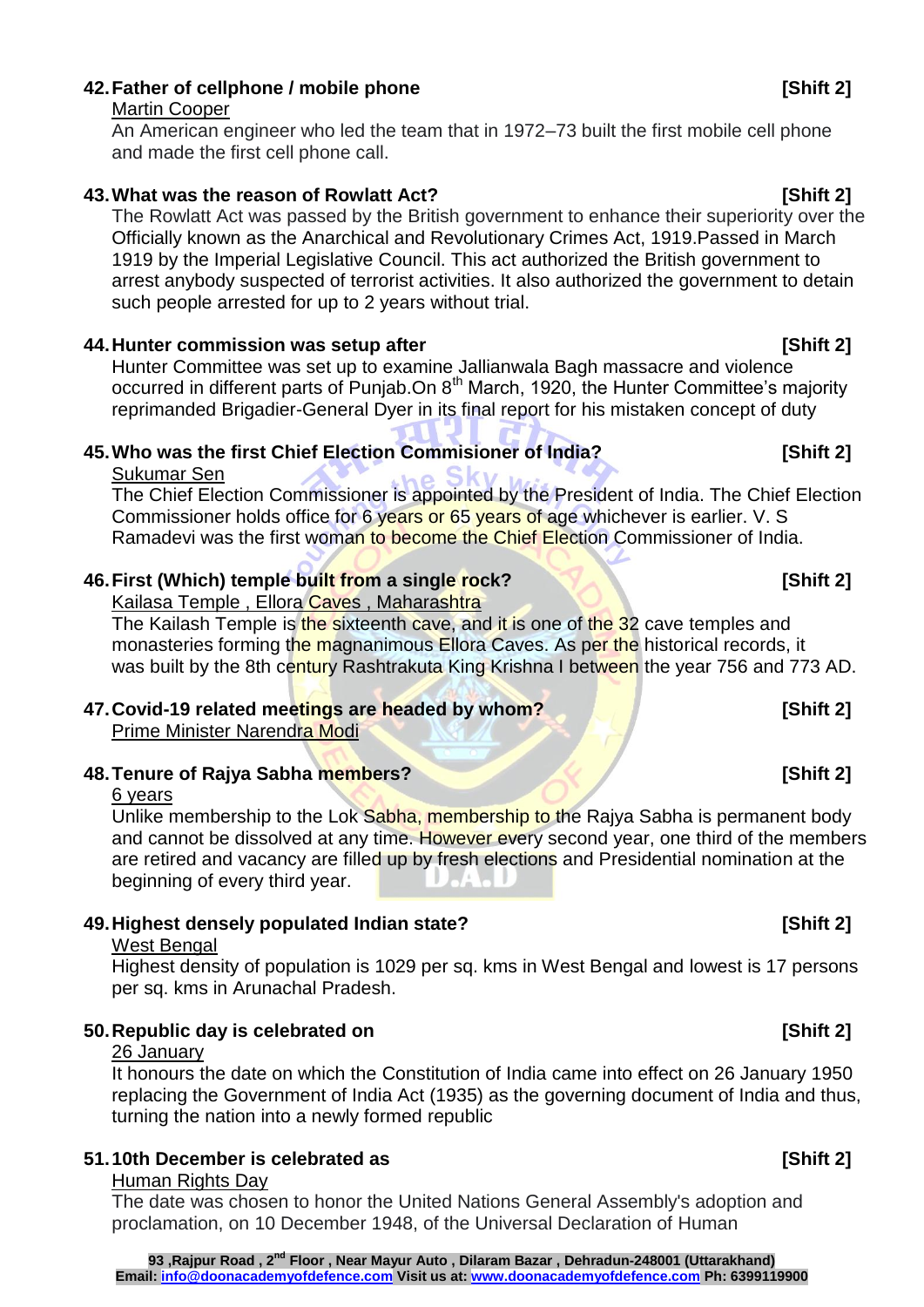**42. Father of cellphone / mobile phone** **[Shift 2]**

Martin Cooper

An American engineer who led the team that in 1972–73 built the first mobile cell phone and made the first cell phone call.

**43. What was the reason of Rowlatt Act?** **[Shift 2]**

The Rowlatt Act was passed by the British government to enhance their superiority over the Officially known as the Anarchical and Revolutionary Crimes Act, 1919.Passed in March 1919 by the Imperial Legislative Council. This act authorized the British government to arrest anybody suspected of terrorist activities. It also authorized the government to detain such people arrested for up to 2 years without trial.

**44. Hunter commission was setup after** **[Shift 2]**

Hunter Committee was set up to examine Jallianwala Bagh massacre and violence occurred in different parts of Punjab.On 8th March, 1920, the Hunter Committee's majority reprimanded Brigadier-General Dyer in its final report for his mistaken concept of duty

**45. Who was the first Chief Election Commisioner of India?** **[Shift 2]**

Sukumar Sen

The Chief Election Commissioner is appointed by the President of India. The Chief Election Commissioner holds office for 6 years or 65 years of age whichever is earlier. V. S Ramadevi was the first woman to become the Chief Election Commissioner of India.

**46. First (Which) temple built from a single rock?** **[Shift 2]**

Kailasa Temple , Ellora Caves , Maharashtra

The Kailash Temple is the sixteenth cave, and it is one of the 32 cave temples and monasteries forming the magnanimous Ellora Caves. As per the historical records, it was built by the 8th century Rashtrakuta King Krishna I between the year 756 and 773 AD.

**47. Covid-19 related meetings are headed by whom?** **[Shift 2]**

Prime Minister Narendra Modi

**48. Tenure of Rajya Sabha members?** **[Shift 2]**

6 years

Unlike membership to the Lok Sabha, membership to the Rajya Sabha is permanent body and cannot be dissolved at any time. However every second year, one third of the members are retired and vacancy are filled up by fresh elections and Presidential nomination at the beginning of every third year.

**49. Highest densely populated Indian state?** **[Shift 2]**

West Bengal

Highest density of population is 1029 per sq. kms in West Bengal and lowest is 17 persons per sq. kms in Arunachal Pradesh.

**50. Republic day is celebrated on** **[Shift 2]**

26 January

It honours the date on which the Constitution of India came into effect on 26 January 1950 replacing the Government of India Act (1935) as the governing document of India and thus, turning the nation into a newly formed republic

**51. 10th December is celebrated as** **[Shift 2]**

Human Rights Day

The date was chosen to honor the United Nations General Assembly's adoption and proclamation, on 10 December 1948, of the Universal Declaration of Human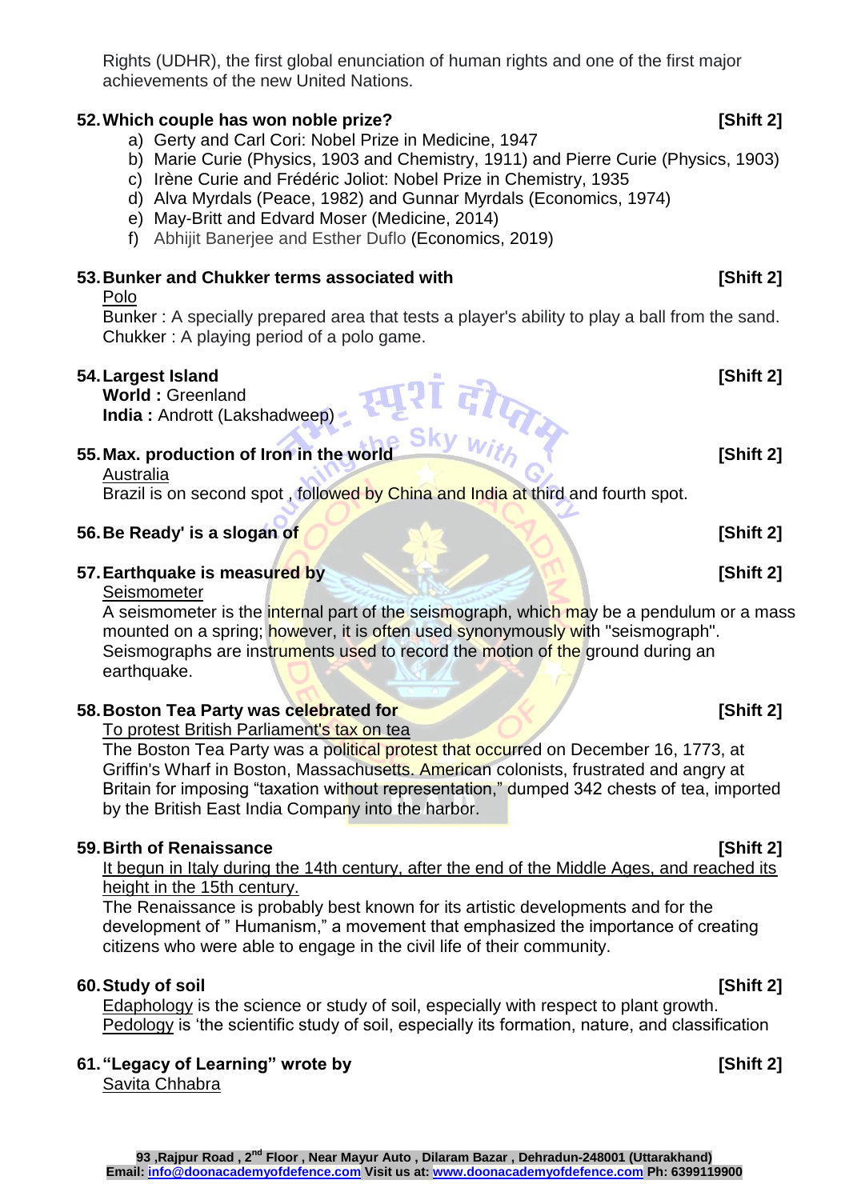Rights (UDHR), the first global enunciation of human rights and one of the first major achievements of the new United Nations.

**52. Which couple has won noble prize? [Shift 2]**

a) Gerty and Carl Cori: Nobel Prize in Medicine, 1947
b) Marie Curie (Physics, 1903 and Chemistry, 1911) and Pierre Curie (Physics, 1903)
c) Irène Curie and Frédéric Joliot: Nobel Prize in Chemistry, 1935
d) Alva Myrdals (Peace, 1982) and Gunnar Myrdals (Economics, 1974)
e) May-Britt and Edvard Moser (Medicine, 2014)
f) Abhijit Banerjee and Esther Duflo (Economics, 2019)

**53. Bunker and Chukker terms associated with [Shift 2]**

Polo

Bunker : A specially prepared area that tests a player's ability to play a ball from the sand.
Chukker : A playing period of a polo game.

**54. Largest Island [Shift 2]**

**World :** Greenland
**India :** Andrott (Lakshadweep)

**55. Max. production of Iron in the world [Shift 2]**

Australia

Brazil is on second spot , followed by China and India at third and fourth spot.

**56. Be Ready' is a slogan of [Shift 2]**

**57. Earthquake is measured by [Shift 2]**

Seismometer

A seismometer is the internal part of the seismograph, which may be a pendulum or a mass mounted on a spring; however, it is often used synonymously with "seismograph". Seismographs are instruments used to record the motion of the ground during an earthquake.

**58. Boston Tea Party was celebrated for [Shift 2]**

To protest British Parliament's tax on tea

The Boston Tea Party was a political protest that occurred on December 16, 1773, at Griffin's Wharf in Boston, Massachusetts. American colonists, frustrated and angry at Britain for imposing "taxation without representation," dumped 342 chests of tea, imported by the British East India Company into the harbor.

**59. Birth of Renaissance [Shift 2]**

It begun in Italy during the 14th century, after the end of the Middle Ages, and reached its height in the 15th century.

The Renaissance is probably best known for its artistic developments and for the development of " Humanism," a movement that emphasized the importance of creating citizens who were able to engage in the civil life of their community.

**60. Study of soil [Shift 2]**

Edaphology is the science or study of soil, especially with respect to plant growth.
Pedology is 'the scientific study of soil, especially its formation, nature, and classification

**61. "Legacy of Learning" wrote by [Shift 2]**

Savita Chhabra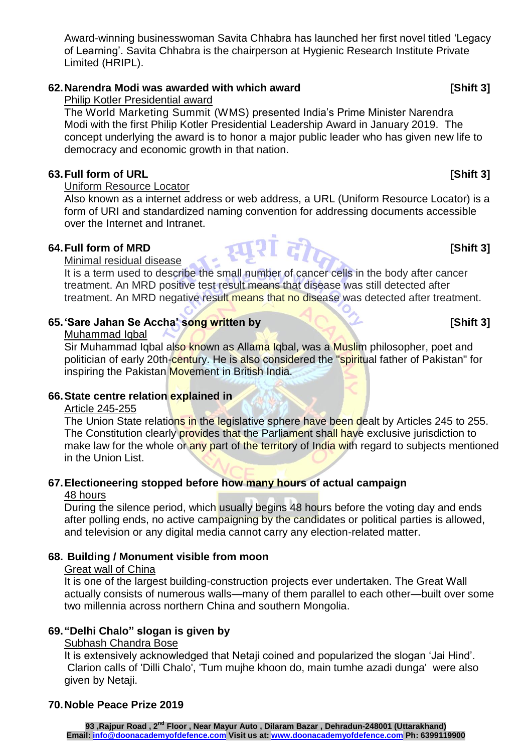Award-winning businesswoman Savita Chhabra has launched her first novel titled 'Legacy of Learning'. Savita Chhabra is the chairperson at Hygienic Research Institute Private Limited (HRIPL).

**62. Narendra Modi was awarded with which award** **[Shift 3]**

Philip Kotler Presidential award

The World Marketing Summit (WMS) presented India's Prime Minister Narendra Modi with the first Philip Kotler Presidential Leadership Award in January 2019. The concept underlying the award is to honor a major public leader who has given new life to democracy and economic growth in that nation.

**63. Full form of URL** **[Shift 3]**

Uniform Resource Locator

Also known as a internet address or web address, a URL (Uniform Resource Locator) is a form of URI and standardized naming convention for addressing documents accessible over the Internet and Intranet.

**64. Full form of MRD** **[Shift 3]**

Minimal residual disease

It is a term used to describe the small number of cancer cells in the body after cancer treatment. An MRD positive test result means that disease was still detected after treatment. An MRD negative result means that no disease was detected after treatment.

**65. 'Sare Jahan Se Accha' song written by** **[Shift 3]**

Muhammad Iqbal

Sir Muhammad Iqbal also known as Allama Iqbal, was a Muslim philosopher, poet and politician of early 20th-century. He is also considered the "spiritual father of Pakistan" for inspiring the Pakistan Movement in British India.

**66. State centre relation explained in**

Article 245-255

The Union State relations in the legislative sphere have been dealt by Articles 245 to 255. The Constitution clearly provides that the Parliament shall have exclusive jurisdiction to make law for the whole or any part of the territory of India with regard to subjects mentioned in the Union List.

**67. Electioneering stopped before how many hours of actual campaign**

48 hours

During the silence period, which usually begins 48 hours before the voting day and ends after polling ends, no active campaigning by the candidates or political parties is allowed, and television or any digital media cannot carry any election-related matter.

**68. Building / Monument visible from moon**

Great wall of China

It is one of the largest building-construction projects ever undertaken. The Great Wall actually consists of numerous walls—many of them parallel to each other—built over some two millennia across northern China and southern Mongolia.

**69. "Delhi Chalo" slogan is given by**

Subhash Chandra Bose

It is extensively acknowledged that Netaji coined and popularized the slogan 'Jai Hind'. Clarion calls of 'Dilli Chalo', 'Tum mujhe khoon do, main tumhe azadi dunga' were also given by Netaji.

**70. Noble Peace Prize 2019**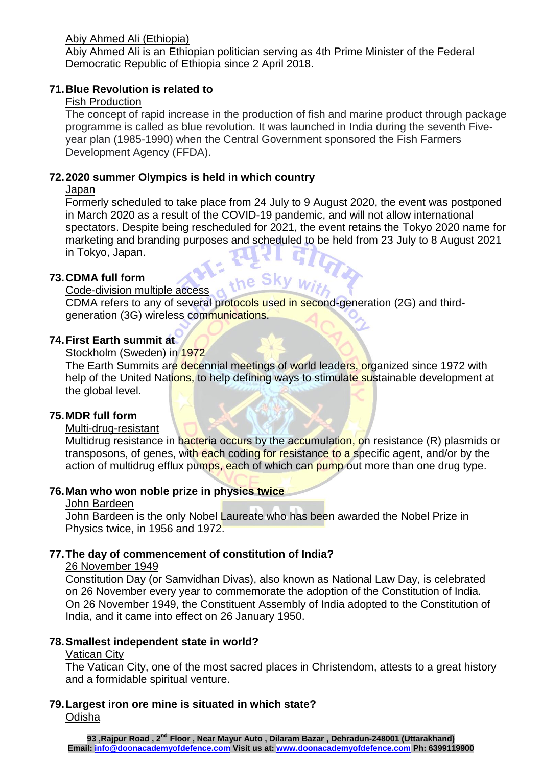Abiy Ahmed Ali (Ethiopia)

Abiy Ahmed Ali is an Ethiopian politician serving as 4th Prime Minister of the Federal Democratic Republic of Ethiopia since 2 April 2018.

**71. Blue Revolution is related to**

Fish Production

The concept of rapid increase in the production of fish and marine product through package programme is called as blue revolution. It was launched in India during the seventh Five-year plan (1985-1990) when the Central Government sponsored the Fish Farmers Development Agency (FFDA).

**72. 2020 summer Olympics is held in which country**

Japan

Formerly scheduled to take place from 24 July to 9 August 2020, the event was postponed in March 2020 as a result of the COVID-19 pandemic, and will not allow international spectators. Despite being rescheduled for 2021, the event retains the Tokyo 2020 name for marketing and branding purposes and scheduled to be held from 23 July to 8 August 2021 in Tokyo, Japan.

**73. CDMA full form**

Code-division multiple access

CDMA refers to any of several protocols used in second-generation (2G) and third-generation (3G) wireless communications.

**74. First Earth summit at**

Stockholm (Sweden) in 1972

The Earth Summits are decennial meetings of world leaders, organized since 1972 with help of the United Nations, to help defining ways to stimulate sustainable development at the global level.

**75. MDR full form**

Multi-drug-resistant

Multidrug resistance in bacteria occurs by the accumulation, on resistance (R) plasmids or transposons, of genes, with each coding for resistance to a specific agent, and/or by the action of multidrug efflux pumps, each of which can pump out more than one drug type.

**76. Man who won noble prize in physics twice**

John Bardeen

John Bardeen is the only Nobel Laureate who has been awarded the Nobel Prize in Physics twice, in 1956 and 1972.

**77. The day of commencement of constitution of India?**

26 November 1949

Constitution Day (or Samvidhan Divas), also known as National Law Day, is celebrated on 26 November every year to commemorate the adoption of the Constitution of India. On 26 November 1949, the Constituent Assembly of India adopted to the Constitution of India, and it came into effect on 26 January 1950.

**78. Smallest independent state in world?**

Vatican City

The Vatican City, one of the most sacred places in Christendom, attests to a great history and a formidable spiritual venture.

**79. Largest iron ore mine is situated in which state?**

Odisha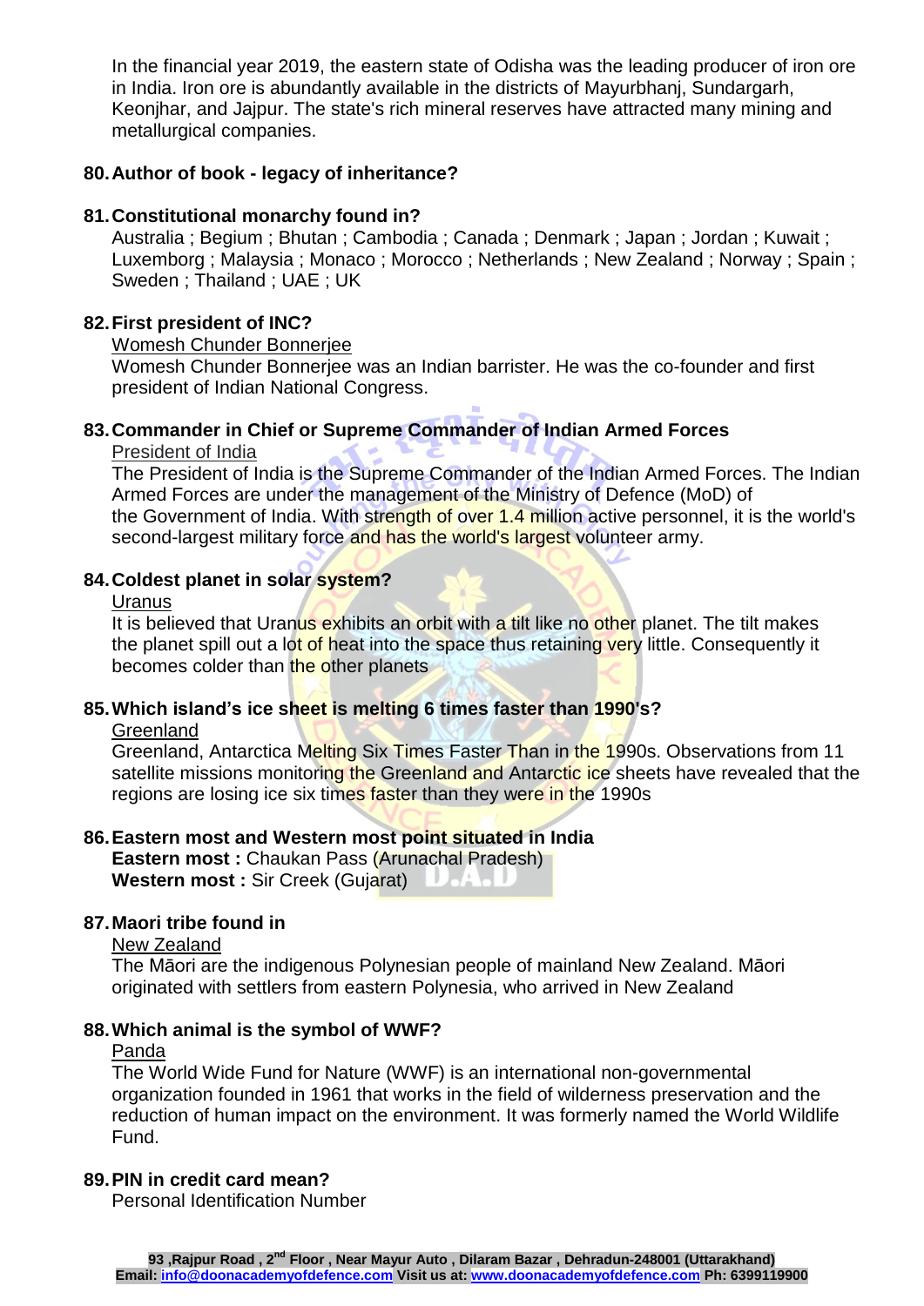In the financial year 2019, the eastern state of Odisha was the leading producer of iron ore in India. Iron ore is abundantly available in the districts of Mayurbhanj, Sundargarh, Keonjhar, and Jajpur. The state's rich mineral reserves have attracted many mining and metallurgical companies.

**80. Author of book - legacy of inheritance?**

**81. Constitutional monarchy found in?**

Australia ; Begium ; Bhutan ; Cambodia ; Canada ; Denmark ; Japan ; Jordan ; Kuwait ; Luxemborg ; Malaysia ; Monaco ; Morocco ; Netherlands ; New Zealand ; Norway ; Spain ; Sweden ; Thailand ; UAE ; UK

**82. First president of INC?**

Womesh Chunder Bonnerjee

Womesh Chunder Bonnerjee was an Indian barrister. He was the co-founder and first president of Indian National Congress.

**83. Commander in Chief or Supreme Commander of Indian Armed Forces**

President of India

The President of India is the Supreme Commander of the Indian Armed Forces. The Indian Armed Forces are under the management of the Ministry of Defence (MoD) of the Government of India. With strength of over 1.4 million active personnel, it is the world's second-largest military force and has the world's largest volunteer army.

**84. Coldest planet in solar system?**

Uranus

It is believed that Uranus exhibits an orbit with a tilt like no other planet. The tilt makes the planet spill out a lot of heat into the space thus retaining very little. Consequently it becomes colder than the other planets

**85. Which island's ice sheet is melting 6 times faster than 1990's?**

Greenland

Greenland, Antarctica Melting Six Times Faster Than in the 1990s. Observations from 11 satellite missions monitoring the Greenland and Antarctic ice sheets have revealed that the regions are losing ice six times faster than they were in the 1990s

**86. Eastern most and Western most point situated in India**

**Eastern most :** Chaukan Pass (Arunachal Pradesh)
**Western most :** Sir Creek (Gujarat)

**87. Maori tribe found in**

New Zealand

The Māori are the indigenous Polynesian people of mainland New Zealand. Māori originated with settlers from eastern Polynesia, who arrived in New Zealand

**88. Which animal is the symbol of WWF?**

Panda

The World Wide Fund for Nature (WWF) is an international non-governmental organization founded in 1961 that works in the field of wilderness preservation and the reduction of human impact on the environment. It was formerly named the World Wildlife Fund.

**89. PIN in credit card mean?**

Personal Identification Number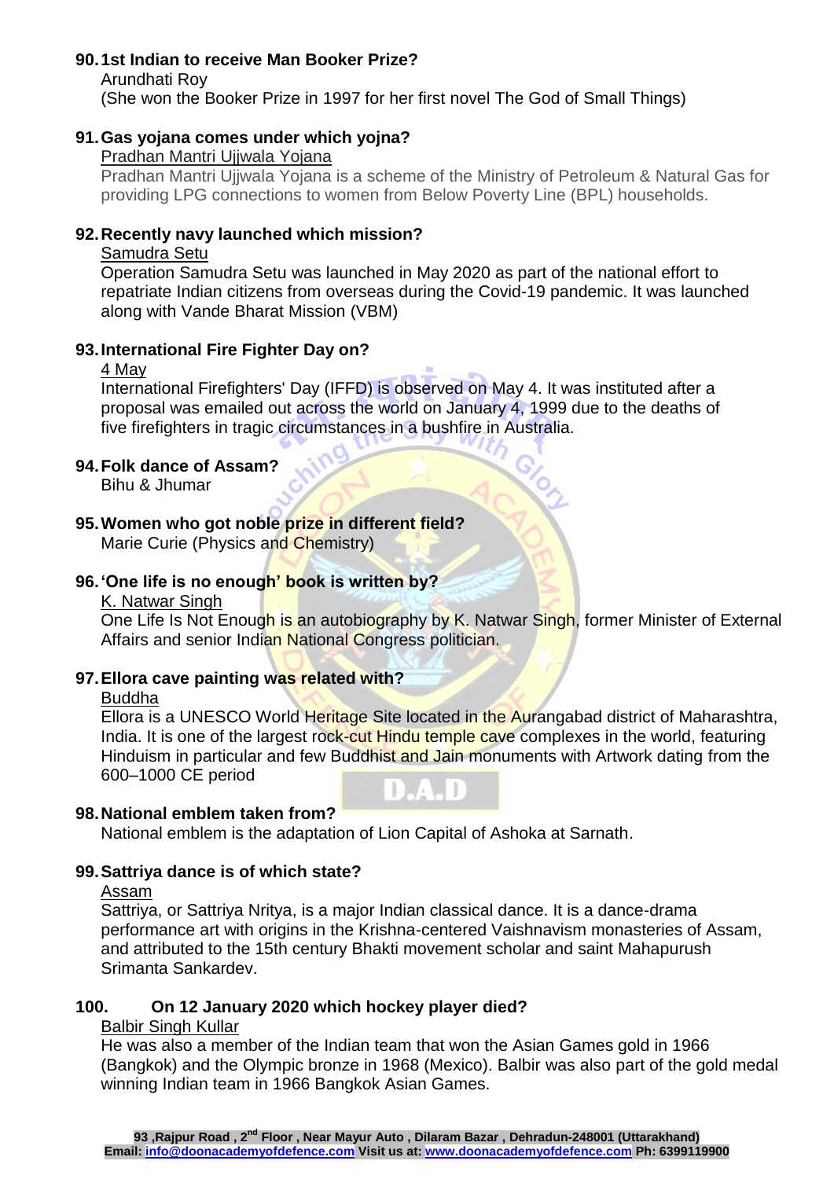**90. 1st Indian to receive Man Booker Prize?**

Arundhati Roy

(She won the Booker Prize in 1997 for her first novel The God of Small Things)

**91. Gas yojana comes under which yojna?**

Pradhan Mantri Ujjwala Yojana

Pradhan Mantri Ujjwala Yojana is a scheme of the Ministry of Petroleum & Natural Gas for providing LPG connections to women from Below Poverty Line (BPL) households.

**92. Recently navy launched which mission?**

Samudra Setu

Operation Samudra Setu was launched in May 2020 as part of the national effort to repatriate Indian citizens from overseas during the Covid-19 pandemic. It was launched along with Vande Bharat Mission (VBM)

**93. International Fire Fighter Day on?**

4 May

International Firefighters' Day (IFFD) is observed on May 4. It was instituted after a proposal was emailed out across the world on January 4, 1999 due to the deaths of five firefighters in tragic circumstances in a bushfire in Australia.

**94. Folk dance of Assam?**

Bihu & Jhumar

**95. Women who got noble prize in different field?**

Marie Curie (Physics and Chemistry)

**96. 'One life is no enough' book is written by?**

K. Natwar Singh

One Life Is Not Enough is an autobiography by K. Natwar Singh, former Minister of External Affairs and senior Indian National Congress politician.

**97. Ellora cave painting was related with?**

Buddha

Ellora is a UNESCO World Heritage Site located in the Aurangabad district of Maharashtra, India. It is one of the largest rock-cut Hindu temple cave complexes in the world, featuring Hinduism in particular and few Buddhist and Jain monuments with Artwork dating from the 600–1000 CE period

**98. National emblem taken from?**

National emblem is the adaptation of Lion Capital of Ashoka at Sarnath.

**99. Sattriya dance is of which state?**

Assam

Sattriya, or Sattriya Nritya, is a major Indian classical dance. It is a dance-drama performance art with origins in the Krishna-centered Vaishnavism monasteries of Assam, and attributed to the 15th century Bhakti movement scholar and saint Mahapurush Srimanta Sankardev.

**100. On 12 January 2020 which hockey player died?**

Balbir Singh Kullar

He was also a member of the Indian team that won the Asian Games gold in 1966 (Bangkok) and the Olympic bronze in 1968 (Mexico). Balbir was also part of the gold medal winning Indian team in 1966 Bangkok Asian Games.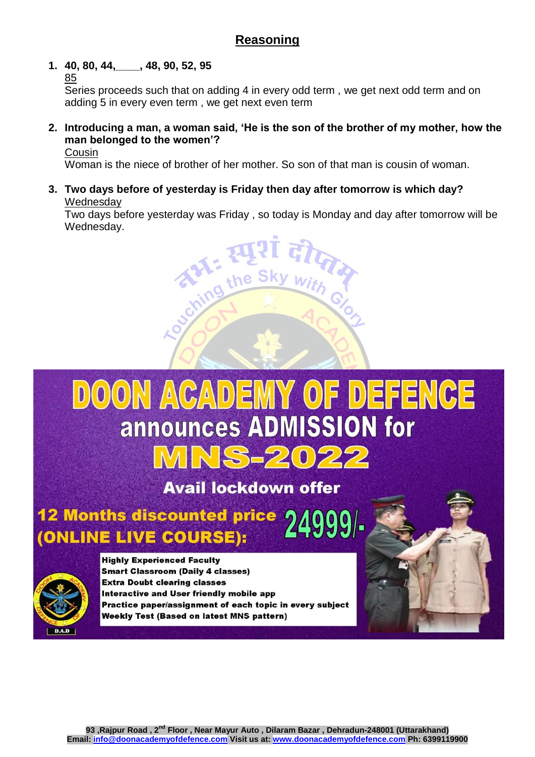## Reasoning

1. **40, 80, 44,____, 48, 90, 52, 95**

   85

   Series proceeds such that on adding 4 in every odd term , we get next odd term and on adding 5 in every even term , we get next even term

2. **Introducing a man, a woman said, 'He is the son of the brother of my mother, how the man belonged to the women'?**

   Cousin

   Woman is the niece of brother of her mother. So son of that man is cousin of woman.

3. **Two days before of yesterday is Friday then day after tomorrow is which day?**

   Wednesday

   Two days before yesterday was Friday , so today is Monday and day after tomorrow will be Wednesday.

**DOON ACADEMY OF DEFENCE**

**announces ADMISSION for**

**MNS-2022**

**Avail lockdown offer**

**12 Months discounted price (ONLINE LIVE COURSE): 24999/-**

- **Highly Experienced Faculty**
- **Smart Classroom (Daily 4 classes)**
- **Extra Doubt clearing classes**
- **Interactive and User friendly mobile app**
- **Practice paper/assignment of each topic in every subject**
- **Weekly Test (Based on latest MNS pattern)**